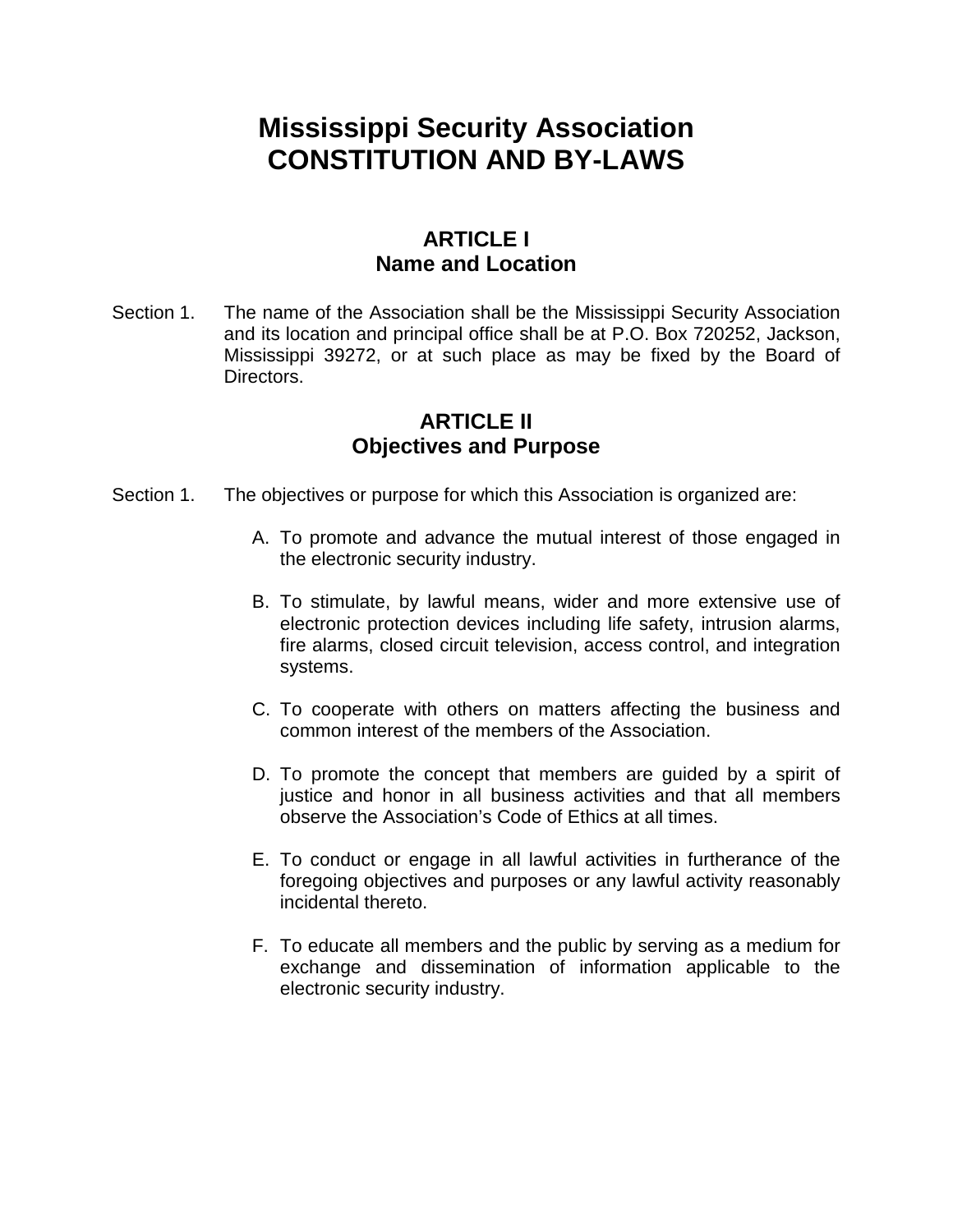# Mississippi Security Association
# CONSTITUTION AND BY-LAWS

## ARTICLE I
## Name and Location

Section 1. The name of the Association shall be the Mississippi Security Association and its location and principal office shall be at P.O. Box 720252, Jackson, Mississippi 39272, or at such place as may be fixed by the Board of Directors.

## ARTICLE II
## Objectives and Purpose

Section 1. The objectives or purpose for which this Association is organized are:

A. To promote and advance the mutual interest of those engaged in the electronic security industry.

B. To stimulate, by lawful means, wider and more extensive use of electronic protection devices including life safety, intrusion alarms, fire alarms, closed circuit television, access control, and integration systems.

C. To cooperate with others on matters affecting the business and common interest of the members of the Association.

D. To promote the concept that members are guided by a spirit of justice and honor in all business activities and that all members observe the Association's Code of Ethics at all times.

E. To conduct or engage in all lawful activities in furtherance of the foregoing objectives and purposes or any lawful activity reasonably incidental thereto.

F. To educate all members and the public by serving as a medium for exchange and dissemination of information applicable to the electronic security industry.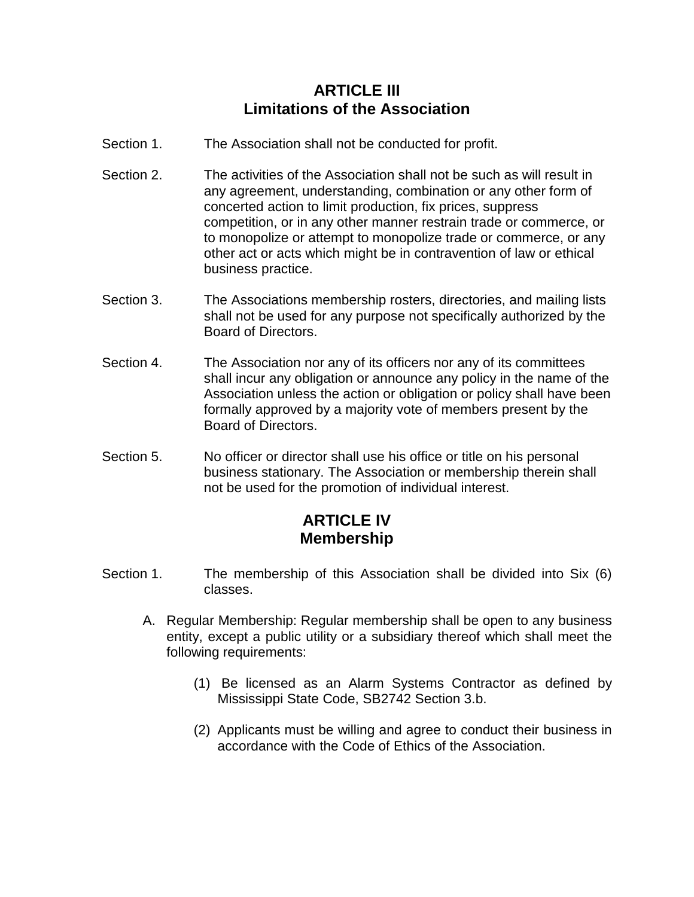## ARTICLE III
## Limitations of the Association

Section 1. The Association shall not be conducted for profit.

Section 2. The activities of the Association shall not be such as will result in any agreement, understanding, combination or any other form of concerted action to limit production, fix prices, suppress competition, or in any other manner restrain trade or commerce, or to monopolize or attempt to monopolize trade or commerce, or any other act or acts which might be in contravention of law or ethical business practice.

Section 3. The Associations membership rosters, directories, and mailing lists shall not be used for any purpose not specifically authorized by the Board of Directors.

Section 4. The Association nor any of its officers nor any of its committees shall incur any obligation or announce any policy in the name of the Association unless the action or obligation or policy shall have been formally approved by a majority vote of members present by the Board of Directors.

Section 5. No officer or director shall use his office or title on his personal business stationary. The Association or membership therein shall not be used for the promotion of individual interest.

## ARTICLE IV
## Membership

Section 1. The membership of this Association shall be divided into Six (6) classes.

A. Regular Membership: Regular membership shall be open to any business entity, except a public utility or a subsidiary thereof which shall meet the following requirements:

(1) Be licensed as an Alarm Systems Contractor as defined by Mississippi State Code, SB2742 Section 3.b.

(2) Applicants must be willing and agree to conduct their business in accordance with the Code of Ethics of the Association.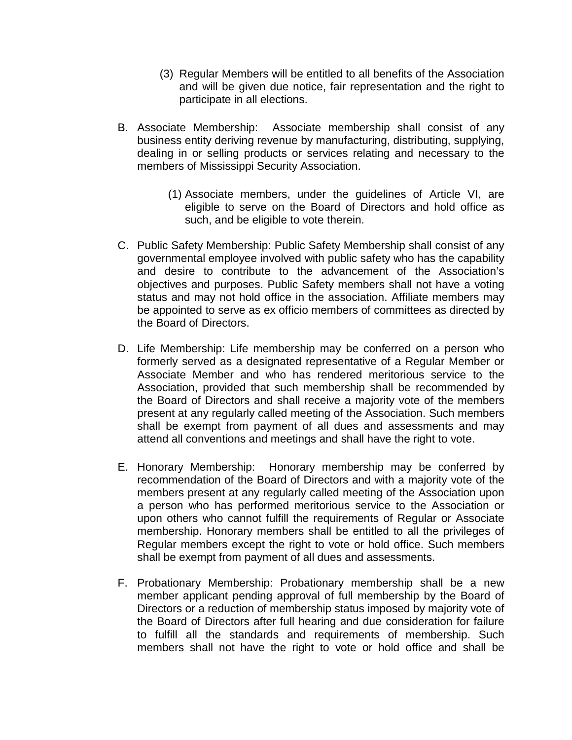(3) Regular Members will be entitled to all benefits of the Association and will be given due notice, fair representation and the right to participate in all elections.

B. Associate Membership: Associate membership shall consist of any business entity deriving revenue by manufacturing, distributing, supplying, dealing in or selling products or services relating and necessary to the members of Mississippi Security Association.

   (1) Associate members, under the guidelines of Article VI, are eligible to serve on the Board of Directors and hold office as such, and be eligible to vote therein.

C. Public Safety Membership: Public Safety Membership shall consist of any governmental employee involved with public safety who has the capability and desire to contribute to the advancement of the Association's objectives and purposes. Public Safety members shall not have a voting status and may not hold office in the association. Affiliate members may be appointed to serve as ex officio members of committees as directed by the Board of Directors.

D. Life Membership: Life membership may be conferred on a person who formerly served as a designated representative of a Regular Member or Associate Member and who has rendered meritorious service to the Association, provided that such membership shall be recommended by the Board of Directors and shall receive a majority vote of the members present at any regularly called meeting of the Association. Such members shall be exempt from payment of all dues and assessments and may attend all conventions and meetings and shall have the right to vote.

E. Honorary Membership: Honorary membership may be conferred by recommendation of the Board of Directors and with a majority vote of the members present at any regularly called meeting of the Association upon a person who has performed meritorious service to the Association or upon others who cannot fulfill the requirements of Regular or Associate membership. Honorary members shall be entitled to all the privileges of Regular members except the right to vote or hold office. Such members shall be exempt from payment of all dues and assessments.

F. Probationary Membership: Probationary membership shall be a new member applicant pending approval of full membership by the Board of Directors or a reduction of membership status imposed by majority vote of the Board of Directors after full hearing and due consideration for failure to fulfill all the standards and requirements of membership. Such members shall not have the right to vote or hold office and shall be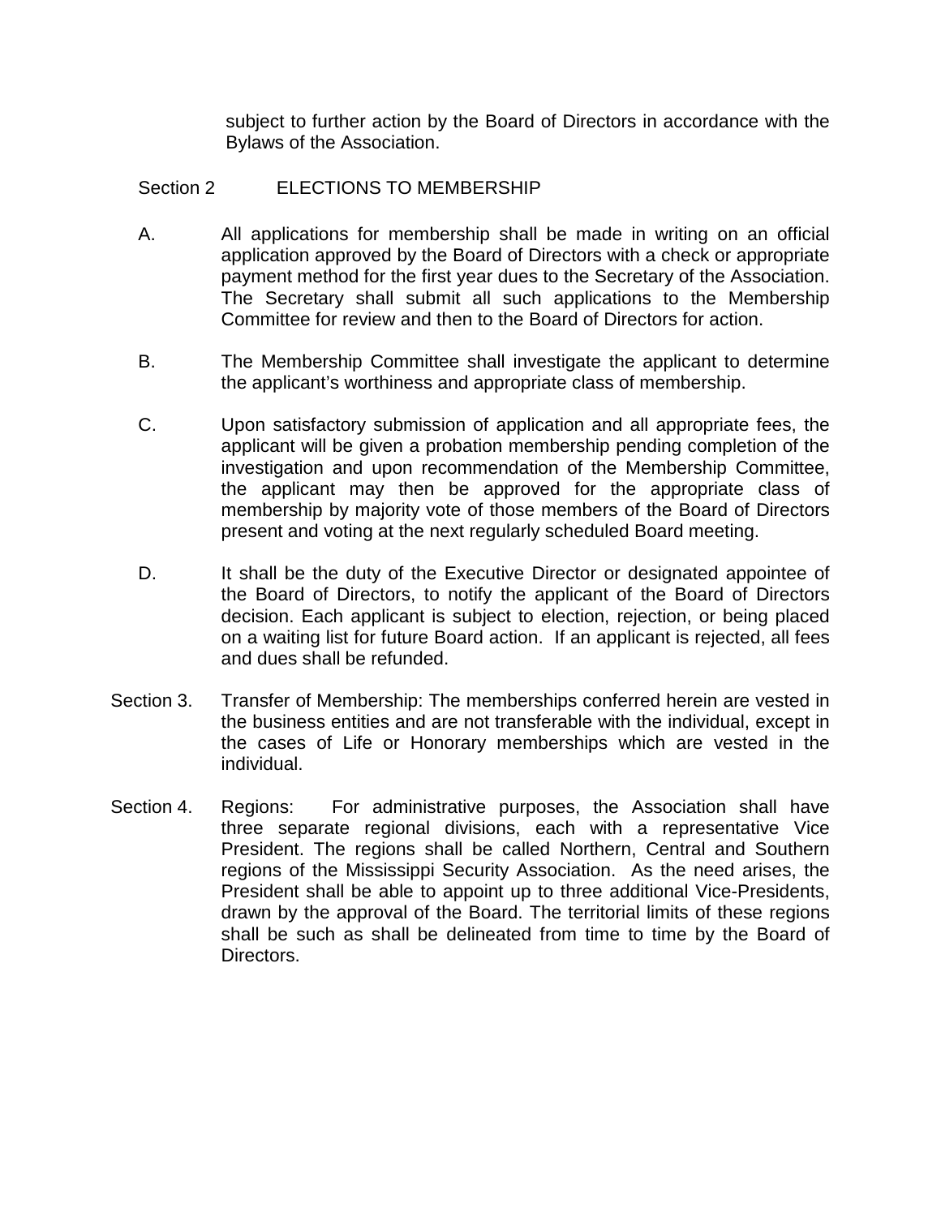subject to further action by the Board of Directors in accordance with the Bylaws of the Association.

Section 2 ELECTIONS TO MEMBERSHIP

A. All applications for membership shall be made in writing on an official application approved by the Board of Directors with a check or appropriate payment method for the first year dues to the Secretary of the Association. The Secretary shall submit all such applications to the Membership Committee for review and then to the Board of Directors for action.

B. The Membership Committee shall investigate the applicant to determine the applicant's worthiness and appropriate class of membership.

C. Upon satisfactory submission of application and all appropriate fees, the applicant will be given a probation membership pending completion of the investigation and upon recommendation of the Membership Committee, the applicant may then be approved for the appropriate class of membership by majority vote of those members of the Board of Directors present and voting at the next regularly scheduled Board meeting.

D. It shall be the duty of the Executive Director or designated appointee of the Board of Directors, to notify the applicant of the Board of Directors decision. Each applicant is subject to election, rejection, or being placed on a waiting list for future Board action. If an applicant is rejected, all fees and dues shall be refunded.

Section 3. Transfer of Membership: The memberships conferred herein are vested in the business entities and are not transferable with the individual, except in the cases of Life or Honorary memberships which are vested in the individual.

Section 4. Regions: For administrative purposes, the Association shall have three separate regional divisions, each with a representative Vice President. The regions shall be called Northern, Central and Southern regions of the Mississippi Security Association. As the need arises, the President shall be able to appoint up to three additional Vice-Presidents, drawn by the approval of the Board. The territorial limits of these regions shall be such as shall be delineated from time to time by the Board of Directors.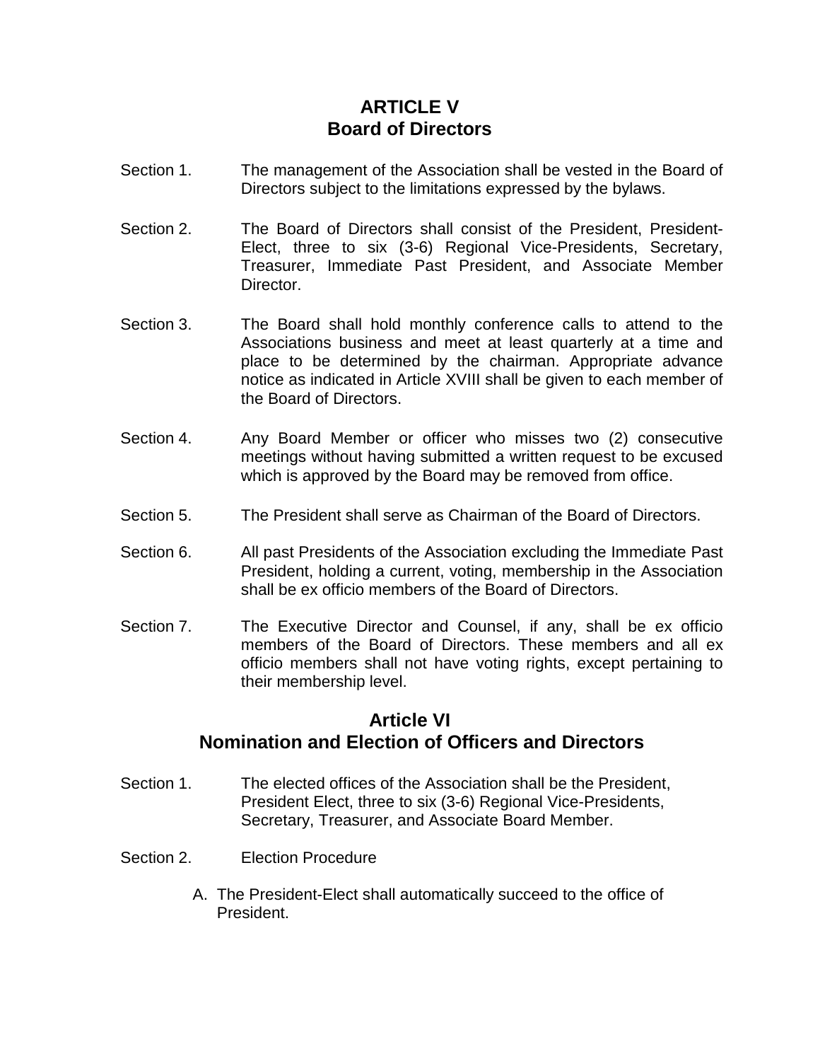## ARTICLE V
## Board of Directors

Section 1. The management of the Association shall be vested in the Board of Directors subject to the limitations expressed by the bylaws.

Section 2. The Board of Directors shall consist of the President, President-Elect, three to six (3-6) Regional Vice-Presidents, Secretary, Treasurer, Immediate Past President, and Associate Member Director.

Section 3. The Board shall hold monthly conference calls to attend to the Associations business and meet at least quarterly at a time and place to be determined by the chairman. Appropriate advance notice as indicated in Article XVIII shall be given to each member of the Board of Directors.

Section 4. Any Board Member or officer who misses two (2) consecutive meetings without having submitted a written request to be excused which is approved by the Board may be removed from office.

Section 5. The President shall serve as Chairman of the Board of Directors.

Section 6. All past Presidents of the Association excluding the Immediate Past President, holding a current, voting, membership in the Association shall be ex officio members of the Board of Directors.

Section 7. The Executive Director and Counsel, if any, shall be ex officio members of the Board of Directors. These members and all ex officio members shall not have voting rights, except pertaining to their membership level.

## Article VI
## Nomination and Election of Officers and Directors

Section 1. The elected offices of the Association shall be the President, President Elect, three to six (3-6) Regional Vice-Presidents, Secretary, Treasurer, and Associate Board Member.

Section 2. Election Procedure

A. The President-Elect shall automatically succeed to the office of President.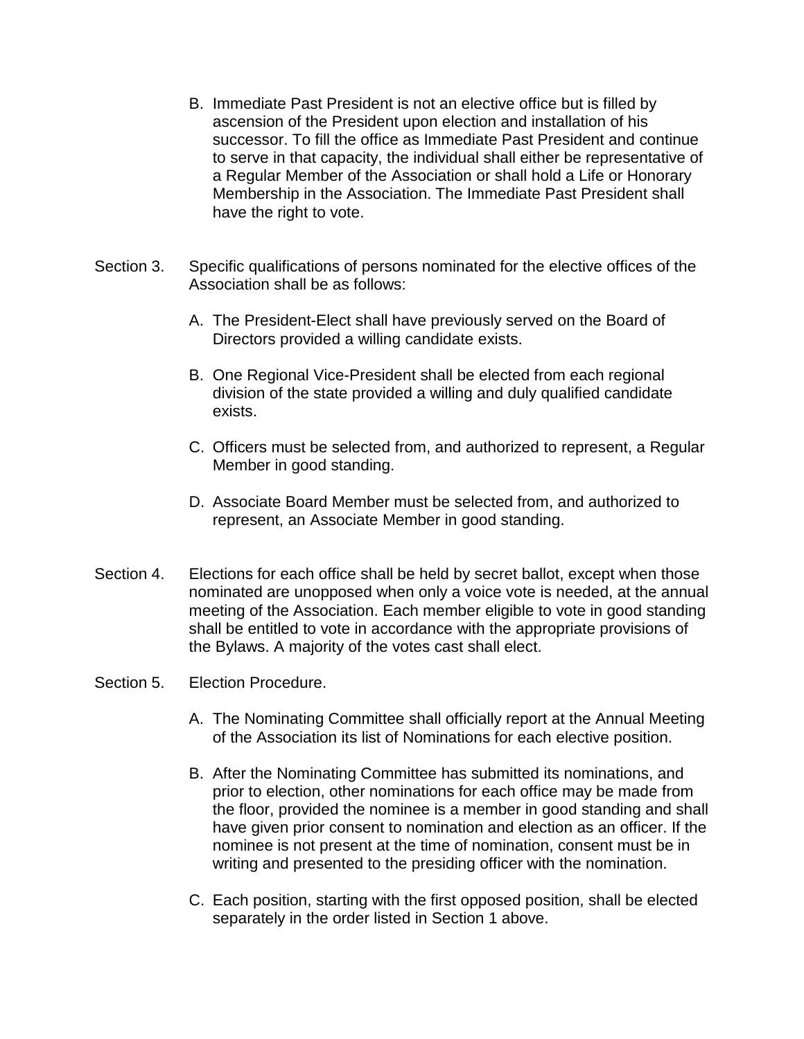B. Immediate Past President is not an elective office but is filled by ascension of the President upon election and installation of his successor. To fill the office as Immediate Past President and continue to serve in that capacity, the individual shall either be representative of a Regular Member of the Association or shall hold a Life or Honorary Membership in the Association. The Immediate Past President shall have the right to vote.

Section 3. Specific qualifications of persons nominated for the elective offices of the Association shall be as follows:

A. The President-Elect shall have previously served on the Board of Directors provided a willing candidate exists.

B. One Regional Vice-President shall be elected from each regional division of the state provided a willing and duly qualified candidate exists.

C. Officers must be selected from, and authorized to represent, a Regular Member in good standing.

D. Associate Board Member must be selected from, and authorized to represent, an Associate Member in good standing.

Section 4. Elections for each office shall be held by secret ballot, except when those nominated are unopposed when only a voice vote is needed, at the annual meeting of the Association. Each member eligible to vote in good standing shall be entitled to vote in accordance with the appropriate provisions of the Bylaws. A majority of the votes cast shall elect.

Section 5. Election Procedure.

A. The Nominating Committee shall officially report at the Annual Meeting of the Association its list of Nominations for each elective position.

B. After the Nominating Committee has submitted its nominations, and prior to election, other nominations for each office may be made from the floor, provided the nominee is a member in good standing and shall have given prior consent to nomination and election as an officer. If the nominee is not present at the time of nomination, consent must be in writing and presented to the presiding officer with the nomination.

C. Each position, starting with the first opposed position, shall be elected separately in the order listed in Section 1 above.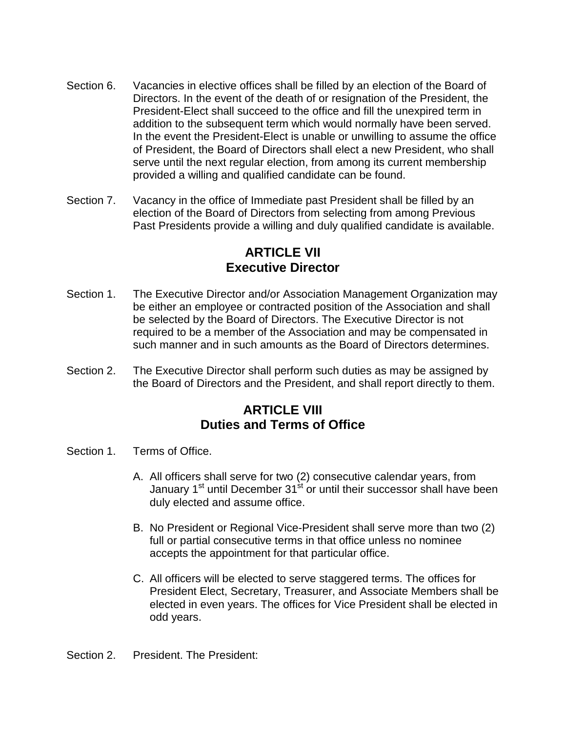Section 6. Vacancies in elective offices shall be filled by an election of the Board of Directors. In the event of the death of or resignation of the President, the President-Elect shall succeed to the office and fill the unexpired term in addition to the subsequent term which would normally have been served. In the event the President-Elect is unable or unwilling to assume the office of President, the Board of Directors shall elect a new President, who shall serve until the next regular election, from among its current membership provided a willing and qualified candidate can be found.

Section 7. Vacancy in the office of Immediate past President shall be filled by an election of the Board of Directors from selecting from among Previous Past Presidents provide a willing and duly qualified candidate is available.

## ARTICLE VII
## Executive Director

Section 1. The Executive Director and/or Association Management Organization may be either an employee or contracted position of the Association and shall be selected by the Board of Directors. The Executive Director is not required to be a member of the Association and may be compensated in such manner and in such amounts as the Board of Directors determines.

Section 2. The Executive Director shall perform such duties as may be assigned by the Board of Directors and the President, and shall report directly to them.

## ARTICLE VIII
## Duties and Terms of Office

Section 1. Terms of Office.

A. All officers shall serve for two (2) consecutive calendar years, from January 1st until December 31st or until their successor shall have been duly elected and assume office.

B. No President or Regional Vice-President shall serve more than two (2) full or partial consecutive terms in that office unless no nominee accepts the appointment for that particular office.

C. All officers will be elected to serve staggered terms. The offices for President Elect, Secretary, Treasurer, and Associate Members shall be elected in even years. The offices for Vice President shall be elected in odd years.

Section 2. President. The President: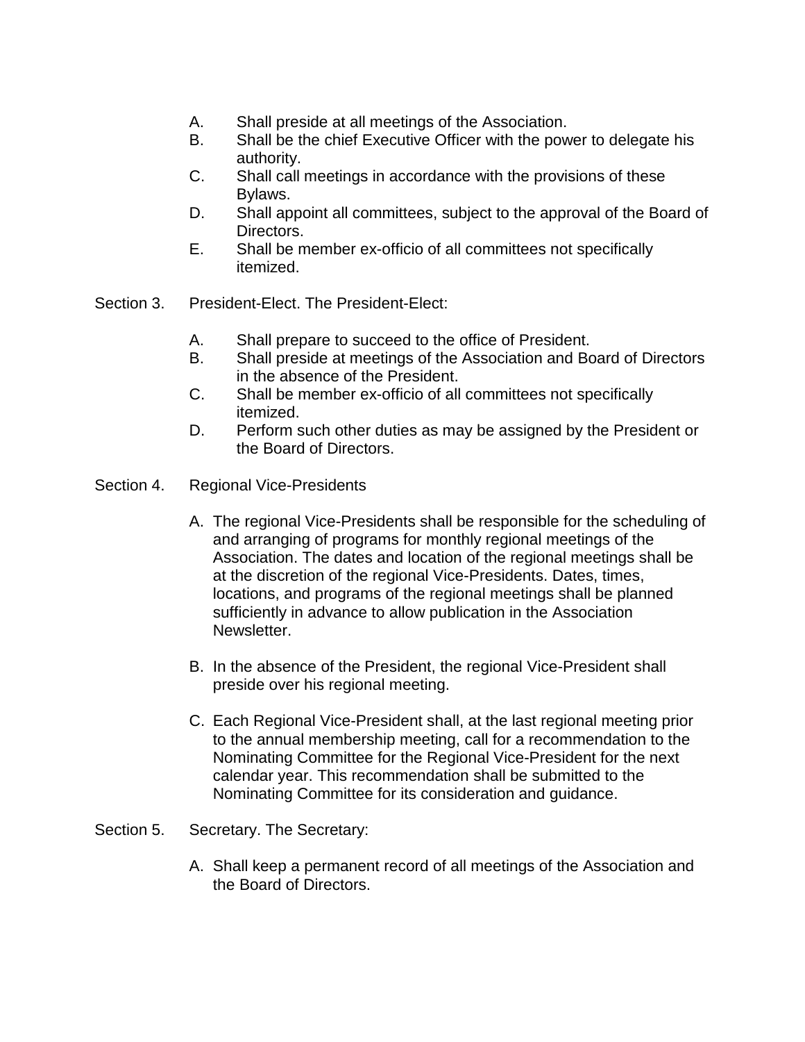A. Shall preside at all meetings of the Association.
B. Shall be the chief Executive Officer with the power to delegate his authority.
C. Shall call meetings in accordance with the provisions of these Bylaws.
D. Shall appoint all committees, subject to the approval of the Board of Directors.
E. Shall be member ex-officio of all committees not specifically itemized.

Section 3. President-Elect. The President-Elect:

A. Shall prepare to succeed to the office of President.
B. Shall preside at meetings of the Association and Board of Directors in the absence of the President.
C. Shall be member ex-officio of all committees not specifically itemized.
D. Perform such other duties as may be assigned by the President or the Board of Directors.

Section 4. Regional Vice-Presidents

A. The regional Vice-Presidents shall be responsible for the scheduling of and arranging of programs for monthly regional meetings of the Association. The dates and location of the regional meetings shall be at the discretion of the regional Vice-Presidents. Dates, times, locations, and programs of the regional meetings shall be planned sufficiently in advance to allow publication in the Association Newsletter.

B. In the absence of the President, the regional Vice-President shall preside over his regional meeting.

C. Each Regional Vice-President shall, at the last regional meeting prior to the annual membership meeting, call for a recommendation to the Nominating Committee for the Regional Vice-President for the next calendar year. This recommendation shall be submitted to the Nominating Committee for its consideration and guidance.

Section 5. Secretary. The Secretary:

A. Shall keep a permanent record of all meetings of the Association and the Board of Directors.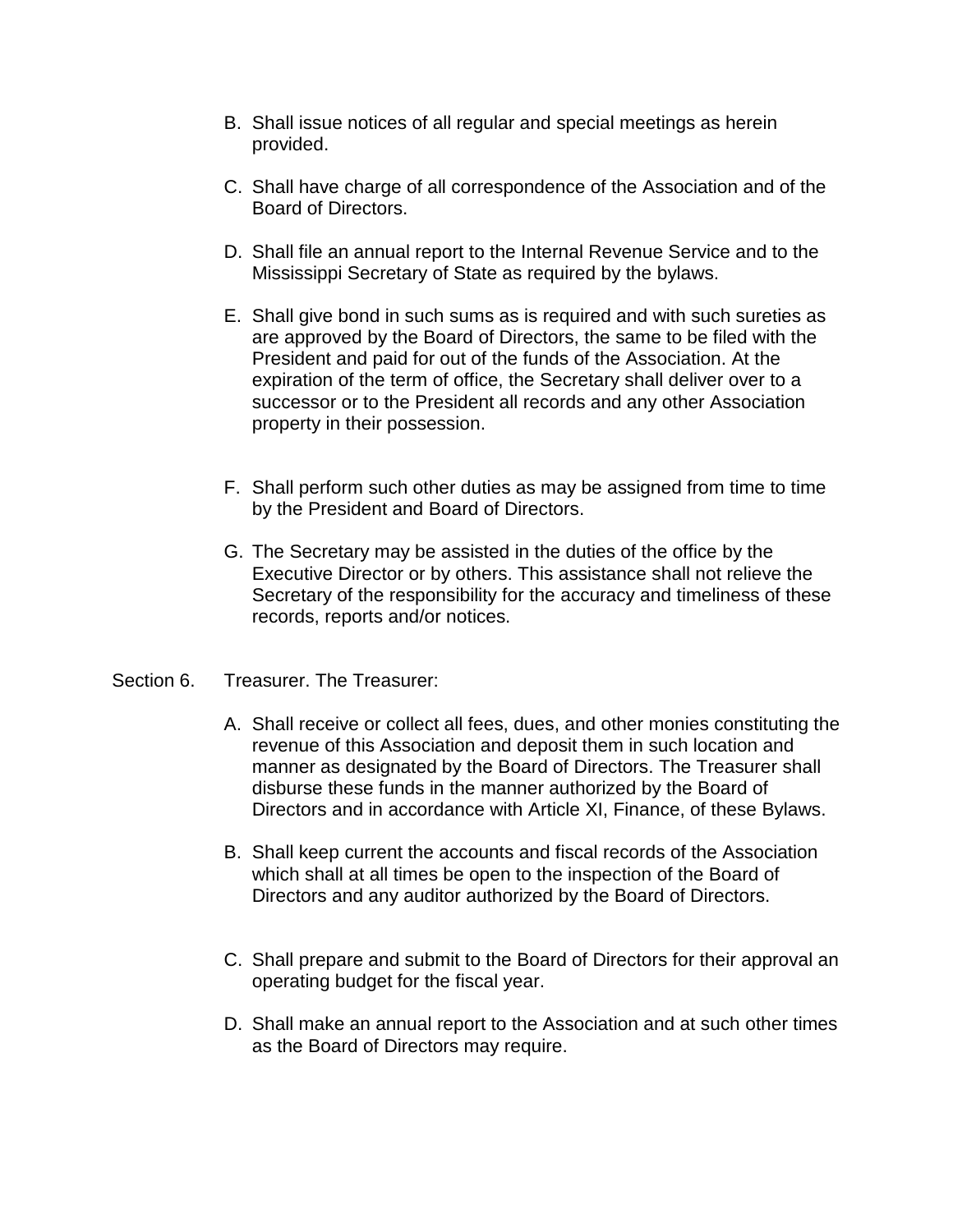B. Shall issue notices of all regular and special meetings as herein provided.

C. Shall have charge of all correspondence of the Association and of the Board of Directors.

D. Shall file an annual report to the Internal Revenue Service and to the Mississippi Secretary of State as required by the bylaws.

E. Shall give bond in such sums as is required and with such sureties as are approved by the Board of Directors, the same to be filed with the President and paid for out of the funds of the Association. At the expiration of the term of office, the Secretary shall deliver over to a successor or to the President all records and any other Association property in their possession.

F. Shall perform such other duties as may be assigned from time to time by the President and Board of Directors.

G. The Secretary may be assisted in the duties of the office by the Executive Director or by others. This assistance shall not relieve the Secretary of the responsibility for the accuracy and timeliness of these records, reports and/or notices.

Section 6. Treasurer. The Treasurer:

A. Shall receive or collect all fees, dues, and other monies constituting the revenue of this Association and deposit them in such location and manner as designated by the Board of Directors. The Treasurer shall disburse these funds in the manner authorized by the Board of Directors and in accordance with Article XI, Finance, of these Bylaws.

B. Shall keep current the accounts and fiscal records of the Association which shall at all times be open to the inspection of the Board of Directors and any auditor authorized by the Board of Directors.

C. Shall prepare and submit to the Board of Directors for their approval an operating budget for the fiscal year.

D. Shall make an annual report to the Association and at such other times as the Board of Directors may require.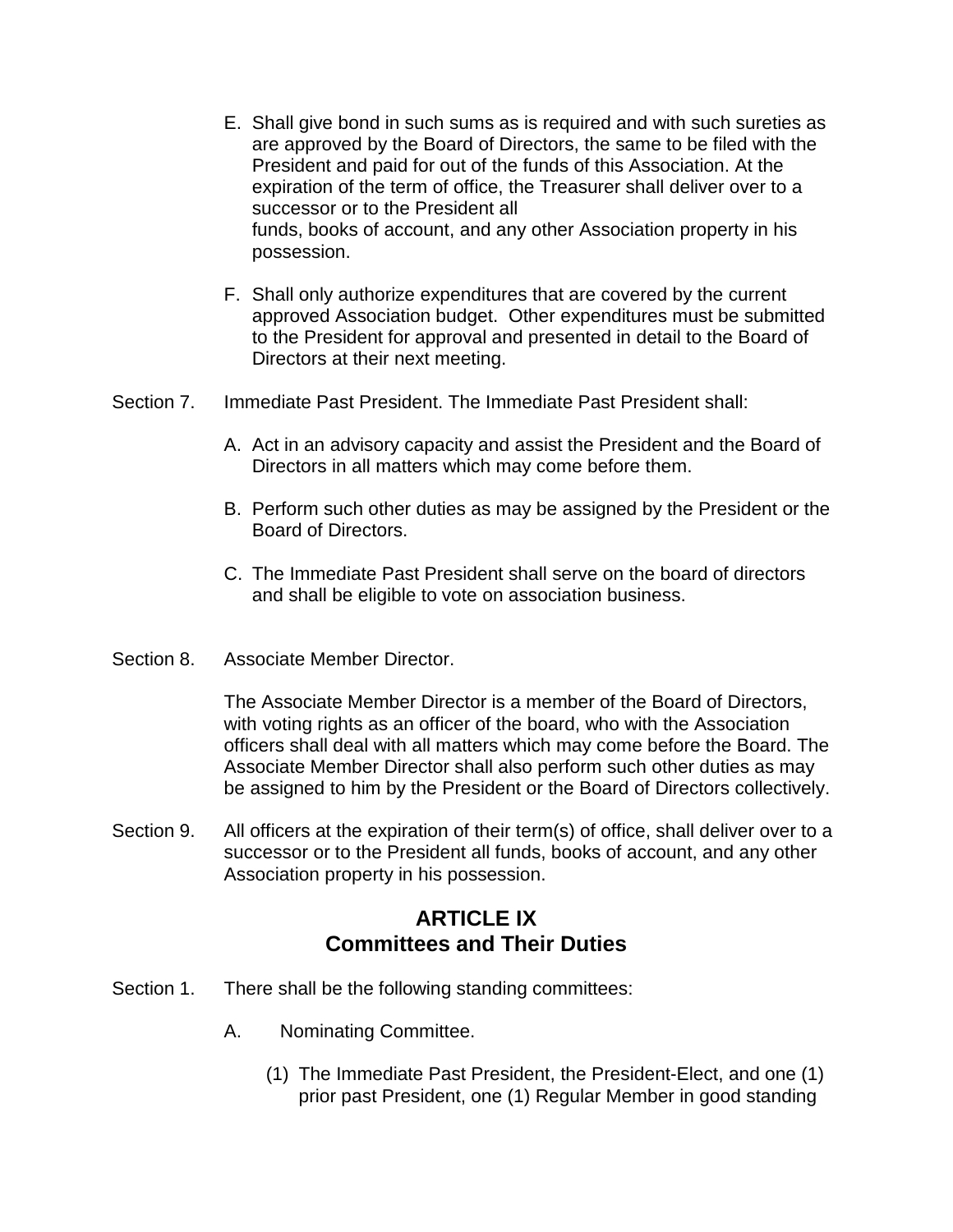E. Shall give bond in such sums as is required and with such sureties as are approved by the Board of Directors, the same to be filed with the President and paid for out of the funds of this Association. At the expiration of the term of office, the Treasurer shall deliver over to a successor or to the President all funds, books of account, and any other Association property in his possession.

F. Shall only authorize expenditures that are covered by the current approved Association budget. Other expenditures must be submitted to the President for approval and presented in detail to the Board of Directors at their next meeting.

Section 7. Immediate Past President. The Immediate Past President shall:

A. Act in an advisory capacity and assist the President and the Board of Directors in all matters which may come before them.

B. Perform such other duties as may be assigned by the President or the Board of Directors.

C. The Immediate Past President shall serve on the board of directors and shall be eligible to vote on association business.

Section 8. Associate Member Director.

The Associate Member Director is a member of the Board of Directors, with voting rights as an officer of the board, who with the Association officers shall deal with all matters which may come before the Board. The Associate Member Director shall also perform such other duties as may be assigned to him by the President or the Board of Directors collectively.

Section 9. All officers at the expiration of their term(s) of office, shall deliver over to a successor or to the President all funds, books of account, and any other Association property in his possession.

## ARTICLE IX
## Committees and Their Duties

Section 1. There shall be the following standing committees:

A. Nominating Committee.

(1) The Immediate Past President, the President-Elect, and one (1) prior past President, one (1) Regular Member in good standing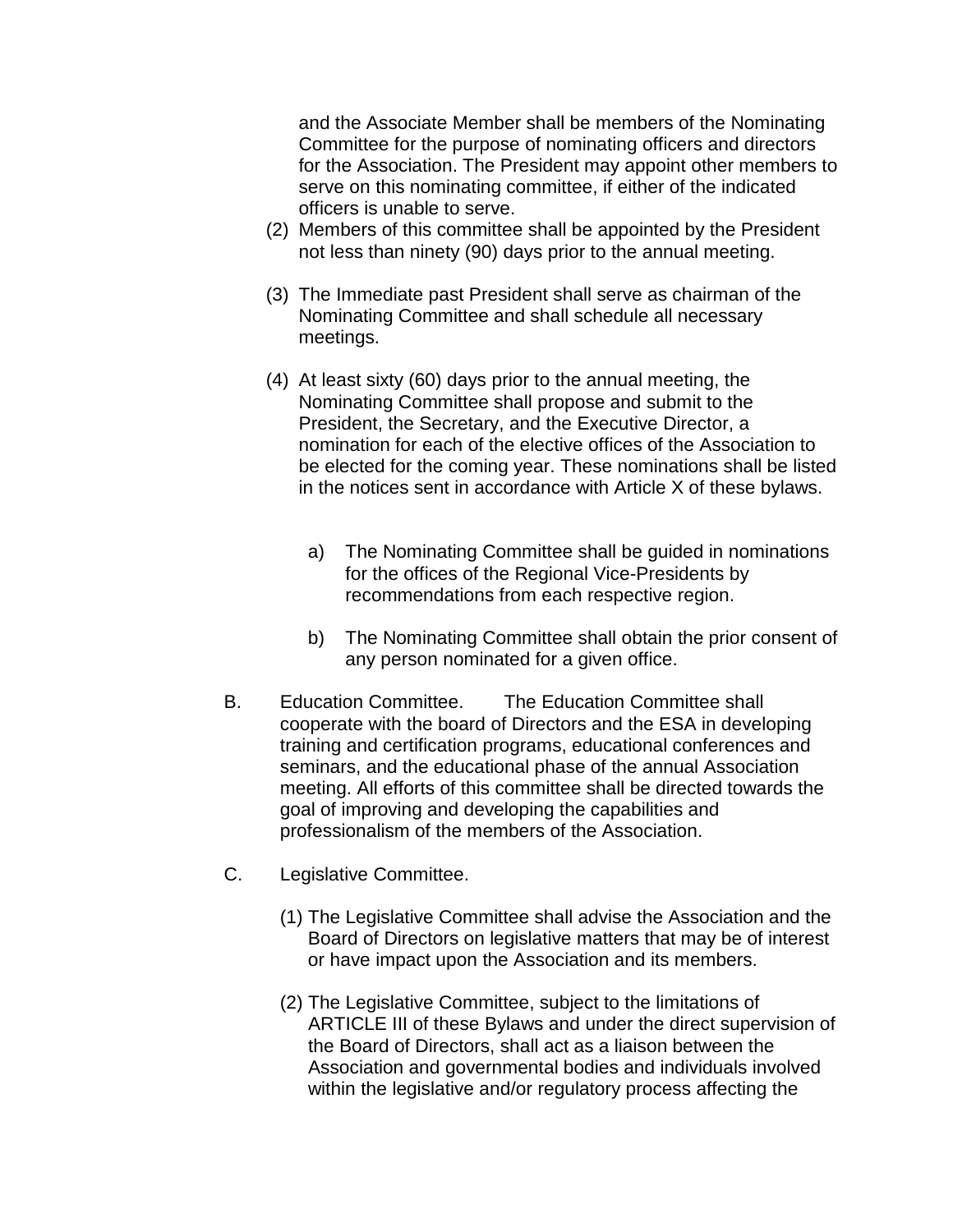and the Associate Member shall be members of the Nominating Committee for the purpose of nominating officers and directors for the Association. The President may appoint other members to serve on this nominating committee, if either of the indicated officers is unable to serve.

(2) Members of this committee shall be appointed by the President not less than ninety (90) days prior to the annual meeting.

(3) The Immediate past President shall serve as chairman of the Nominating Committee and shall schedule all necessary meetings.

(4) At least sixty (60) days prior to the annual meeting, the Nominating Committee shall propose and submit to the President, the Secretary, and the Executive Director, a nomination for each of the elective offices of the Association to be elected for the coming year. These nominations shall be listed in the notices sent in accordance with Article X of these bylaws.

  a) The Nominating Committee shall be guided in nominations for the offices of the Regional Vice-Presidents by recommendations from each respective region.

  b) The Nominating Committee shall obtain the prior consent of any person nominated for a given office.

B. Education Committee. The Education Committee shall cooperate with the board of Directors and the ESA in developing training and certification programs, educational conferences and seminars, and the educational phase of the annual Association meeting. All efforts of this committee shall be directed towards the goal of improving and developing the capabilities and professionalism of the members of the Association.

C. Legislative Committee.

(1) The Legislative Committee shall advise the Association and the Board of Directors on legislative matters that may be of interest or have impact upon the Association and its members.

(2) The Legislative Committee, subject to the limitations of ARTICLE III of these Bylaws and under the direct supervision of the Board of Directors, shall act as a liaison between the Association and governmental bodies and individuals involved within the legislative and/or regulatory process affecting the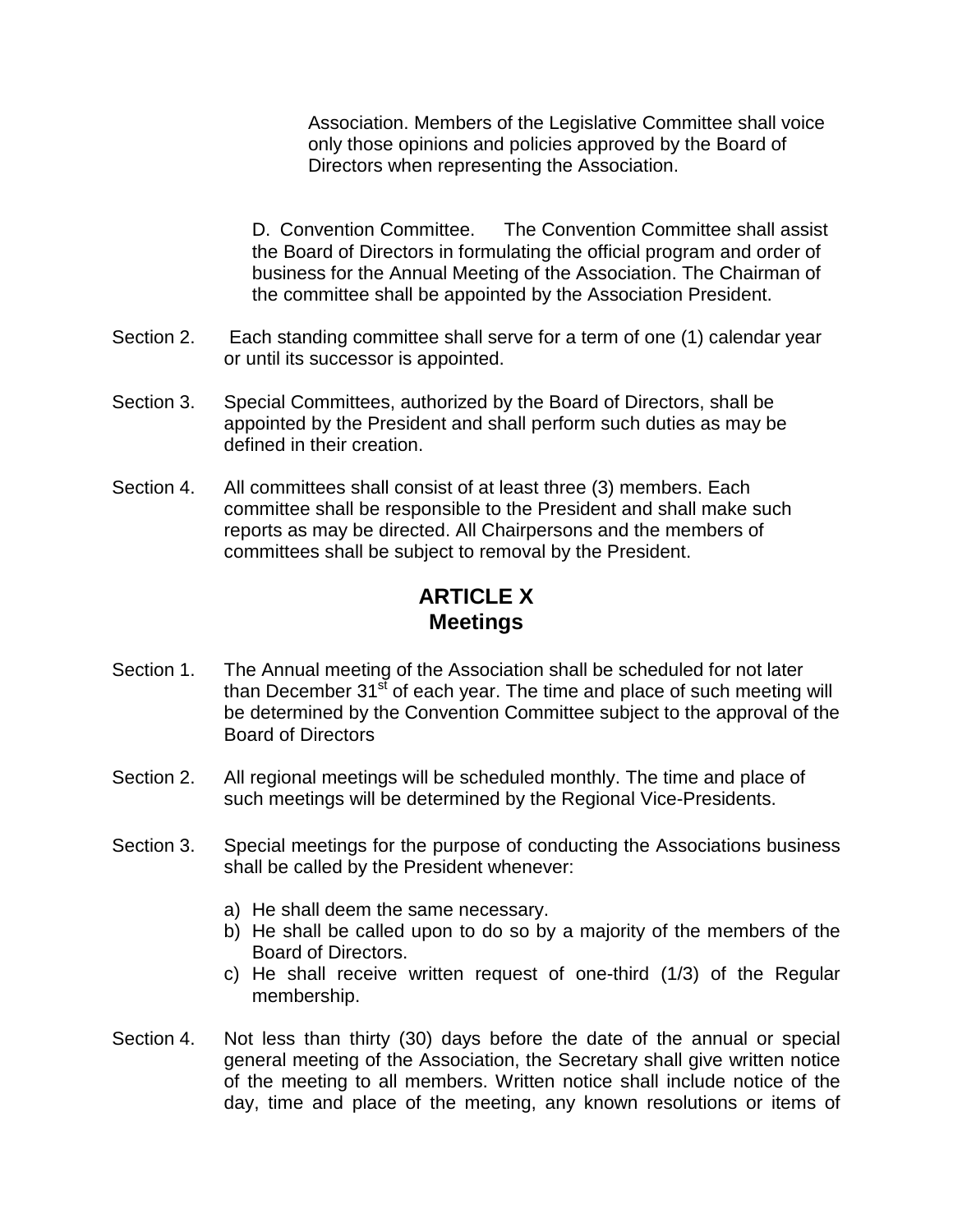Association. Members of the Legislative Committee shall voice only those opinions and policies approved by the Board of Directors when representing the Association.

D. Convention Committee. The Convention Committee shall assist the Board of Directors in formulating the official program and order of business for the Annual Meeting of the Association. The Chairman of the committee shall be appointed by the Association President.

Section 2. Each standing committee shall serve for a term of one (1) calendar year or until its successor is appointed.

Section 3. Special Committees, authorized by the Board of Directors, shall be appointed by the President and shall perform such duties as may be defined in their creation.

Section 4. All committees shall consist of at least three (3) members. Each committee shall be responsible to the President and shall make such reports as may be directed. All Chairpersons and the members of committees shall be subject to removal by the President.

## ARTICLE X
## Meetings

Section 1. The Annual meeting of the Association shall be scheduled for not later than December 31st of each year. The time and place of such meeting will be determined by the Convention Committee subject to the approval of the Board of Directors

Section 2. All regional meetings will be scheduled monthly. The time and place of such meetings will be determined by the Regional Vice-Presidents.

Section 3. Special meetings for the purpose of conducting the Associations business shall be called by the President whenever:

a) He shall deem the same necessary.
b) He shall be called upon to do so by a majority of the members of the Board of Directors.
c) He shall receive written request of one-third (1/3) of the Regular membership.

Section 4. Not less than thirty (30) days before the date of the annual or special general meeting of the Association, the Secretary shall give written notice of the meeting to all members. Written notice shall include notice of the day, time and place of the meeting, any known resolutions or items of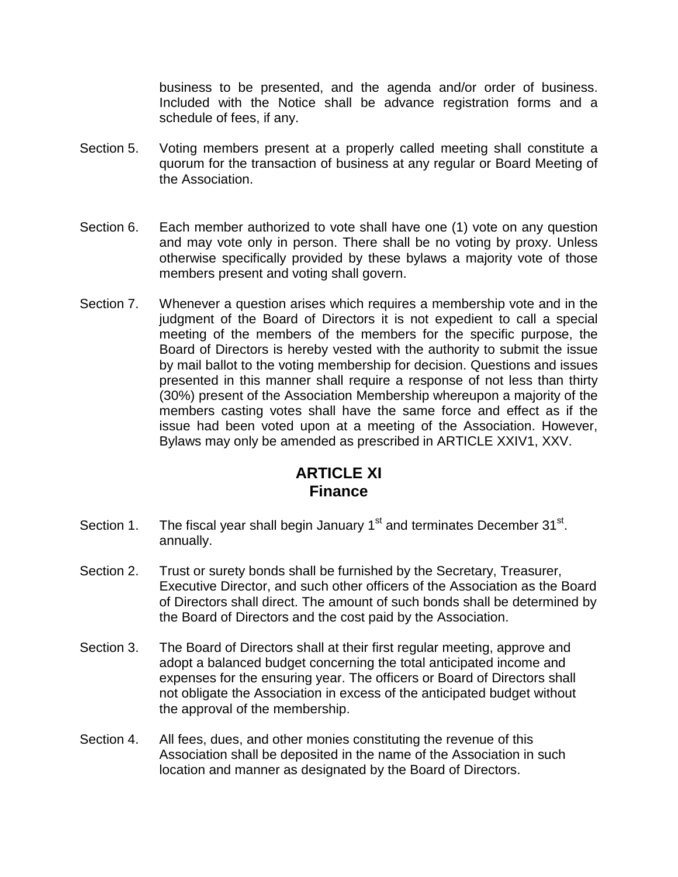business to be presented, and the agenda and/or order of business. Included with the Notice shall be advance registration forms and a schedule of fees, if any.

Section 5. Voting members present at a properly called meeting shall constitute a quorum for the transaction of business at any regular or Board Meeting of the Association.

Section 6. Each member authorized to vote shall have one (1) vote on any question and may vote only in person. There shall be no voting by proxy. Unless otherwise specifically provided by these bylaws a majority vote of those members present and voting shall govern.

Section 7. Whenever a question arises which requires a membership vote and in the judgment of the Board of Directors it is not expedient to call a special meeting of the members of the members for the specific purpose, the Board of Directors is hereby vested with the authority to submit the issue by mail ballot to the voting membership for decision. Questions and issues presented in this manner shall require a response of not less than thirty (30%) present of the Association Membership whereupon a majority of the members casting votes shall have the same force and effect as if the issue had been voted upon at a meeting of the Association. However, Bylaws may only be amended as prescribed in ARTICLE XXIV1, XXV.

## ARTICLE XI
## Finance

Section 1. The fiscal year shall begin January 1st and terminates December 31st. annually.

Section 2. Trust or surety bonds shall be furnished by the Secretary, Treasurer, Executive Director, and such other officers of the Association as the Board of Directors shall direct. The amount of such bonds shall be determined by the Board of Directors and the cost paid by the Association.

Section 3. The Board of Directors shall at their first regular meeting, approve and adopt a balanced budget concerning the total anticipated income and expenses for the ensuring year. The officers or Board of Directors shall not obligate the Association in excess of the anticipated budget without the approval of the membership.

Section 4. All fees, dues, and other monies constituting the revenue of this Association shall be deposited in the name of the Association in such location and manner as designated by the Board of Directors.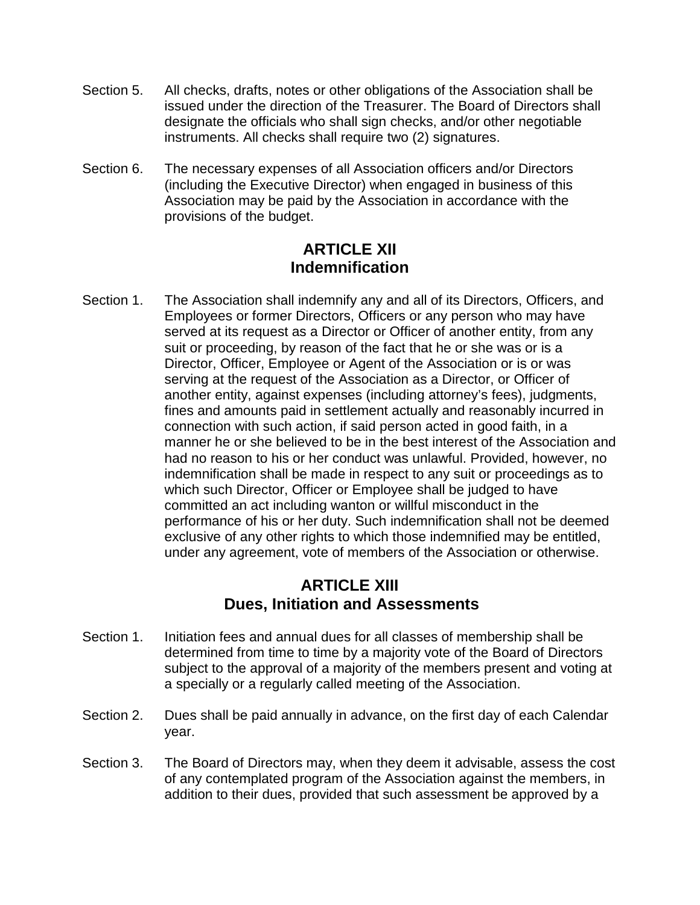Section 5. All checks, drafts, notes or other obligations of the Association shall be issued under the direction of the Treasurer. The Board of Directors shall designate the officials who shall sign checks, and/or other negotiable instruments. All checks shall require two (2) signatures.

Section 6. The necessary expenses of all Association officers and/or Directors (including the Executive Director) when engaged in business of this Association may be paid by the Association in accordance with the provisions of the budget.

## ARTICLE XII
## Indemnification

Section 1. The Association shall indemnify any and all of its Directors, Officers, and Employees or former Directors, Officers or any person who may have served at its request as a Director or Officer of another entity, from any suit or proceeding, by reason of the fact that he or she was or is a Director, Officer, Employee or Agent of the Association or is or was serving at the request of the Association as a Director, or Officer of another entity, against expenses (including attorney's fees), judgments, fines and amounts paid in settlement actually and reasonably incurred in connection with such action, if said person acted in good faith, in a manner he or she believed to be in the best interest of the Association and had no reason to his or her conduct was unlawful. Provided, however, no indemnification shall be made in respect to any suit or proceedings as to which such Director, Officer or Employee shall be judged to have committed an act including wanton or willful misconduct in the performance of his or her duty. Such indemnification shall not be deemed exclusive of any other rights to which those indemnified may be entitled, under any agreement, vote of members of the Association or otherwise.

## ARTICLE XIII
## Dues, Initiation and Assessments

Section 1. Initiation fees and annual dues for all classes of membership shall be determined from time to time by a majority vote of the Board of Directors subject to the approval of a majority of the members present and voting at a specially or a regularly called meeting of the Association.

Section 2. Dues shall be paid annually in advance, on the first day of each Calendar year.

Section 3. The Board of Directors may, when they deem it advisable, assess the cost of any contemplated program of the Association against the members, in addition to their dues, provided that such assessment be approved by a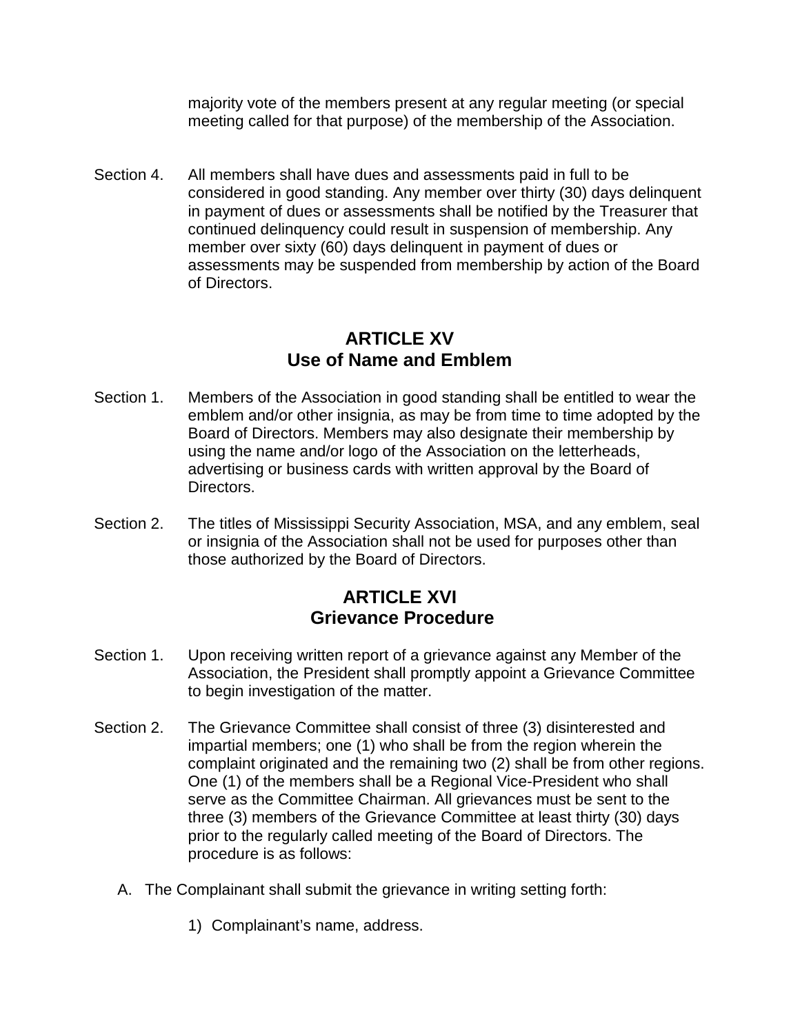majority vote of the members present at any regular meeting (or special meeting called for that purpose) of the membership of the Association.

Section 4. All members shall have dues and assessments paid in full to be considered in good standing. Any member over thirty (30) days delinquent in payment of dues or assessments shall be notified by the Treasurer that continued delinquency could result in suspension of membership. Any member over sixty (60) days delinquent in payment of dues or assessments may be suspended from membership by action of the Board of Directors.

## ARTICLE XV
## Use of Name and Emblem

Section 1. Members of the Association in good standing shall be entitled to wear the emblem and/or other insignia, as may be from time to time adopted by the Board of Directors. Members may also designate their membership by using the name and/or logo of the Association on the letterheads, advertising or business cards with written approval by the Board of Directors.

Section 2. The titles of Mississippi Security Association, MSA, and any emblem, seal or insignia of the Association shall not be used for purposes other than those authorized by the Board of Directors.

## ARTICLE XVI
## Grievance Procedure

Section 1. Upon receiving written report of a grievance against any Member of the Association, the President shall promptly appoint a Grievance Committee to begin investigation of the matter.

Section 2. The Grievance Committee shall consist of three (3) disinterested and impartial members; one (1) who shall be from the region wherein the complaint originated and the remaining two (2) shall be from other regions. One (1) of the members shall be a Regional Vice-President who shall serve as the Committee Chairman. All grievances must be sent to the three (3) members of the Grievance Committee at least thirty (30) days prior to the regularly called meeting of the Board of Directors. The procedure is as follows:

A. The Complainant shall submit the grievance in writing setting forth:

1) Complainant's name, address.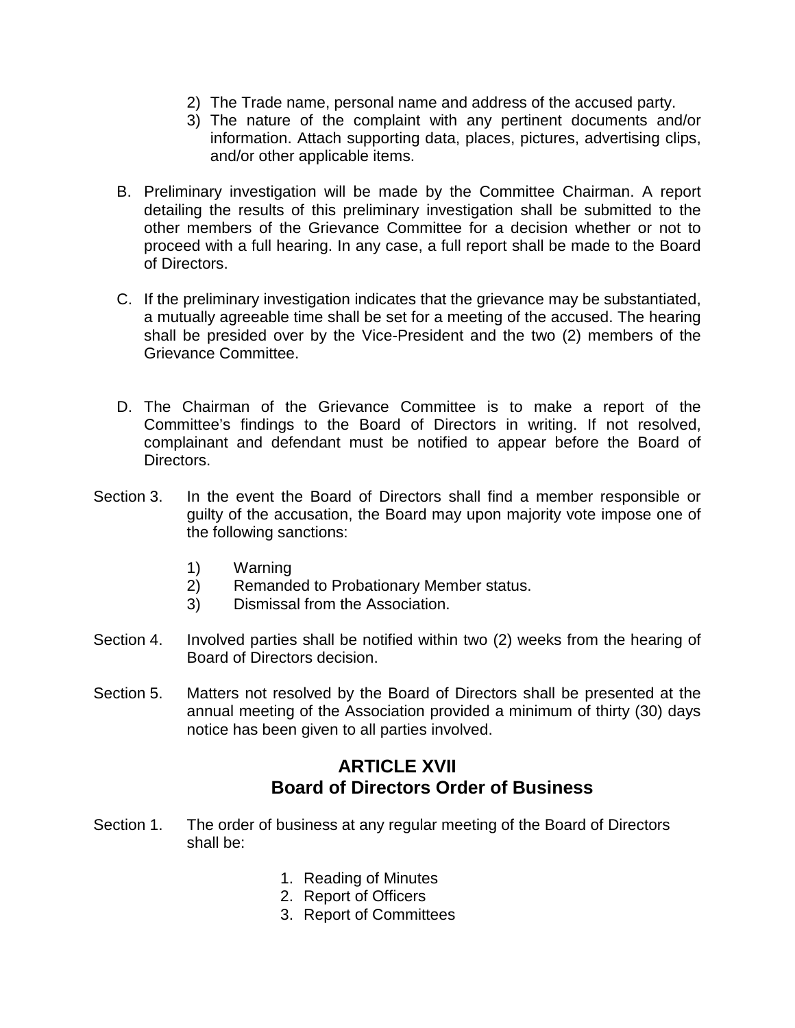2) The Trade name, personal name and address of the accused party.
3) The nature of the complaint with any pertinent documents and/or information. Attach supporting data, places, pictures, advertising clips, and/or other applicable items.

B. Preliminary investigation will be made by the Committee Chairman. A report detailing the results of this preliminary investigation shall be submitted to the other members of the Grievance Committee for a decision whether or not to proceed with a full hearing. In any case, a full report shall be made to the Board of Directors.

C. If the preliminary investigation indicates that the grievance may be substantiated, a mutually agreeable time shall be set for a meeting of the accused. The hearing shall be presided over by the Vice-President and the two (2) members of the Grievance Committee.

D. The Chairman of the Grievance Committee is to make a report of the Committee's findings to the Board of Directors in writing. If not resolved, complainant and defendant must be notified to appear before the Board of Directors.

Section 3. In the event the Board of Directors shall find a member responsible or guilty of the accusation, the Board may upon majority vote impose one of the following sanctions:

1) Warning
2) Remanded to Probationary Member status.
3) Dismissal from the Association.

Section 4. Involved parties shall be notified within two (2) weeks from the hearing of Board of Directors decision.

Section 5. Matters not resolved by the Board of Directors shall be presented at the annual meeting of the Association provided a minimum of thirty (30) days notice has been given to all parties involved.

## ARTICLE XVII
## Board of Directors Order of Business

Section 1. The order of business at any regular meeting of the Board of Directors shall be:

1. Reading of Minutes
2. Report of Officers
3. Report of Committees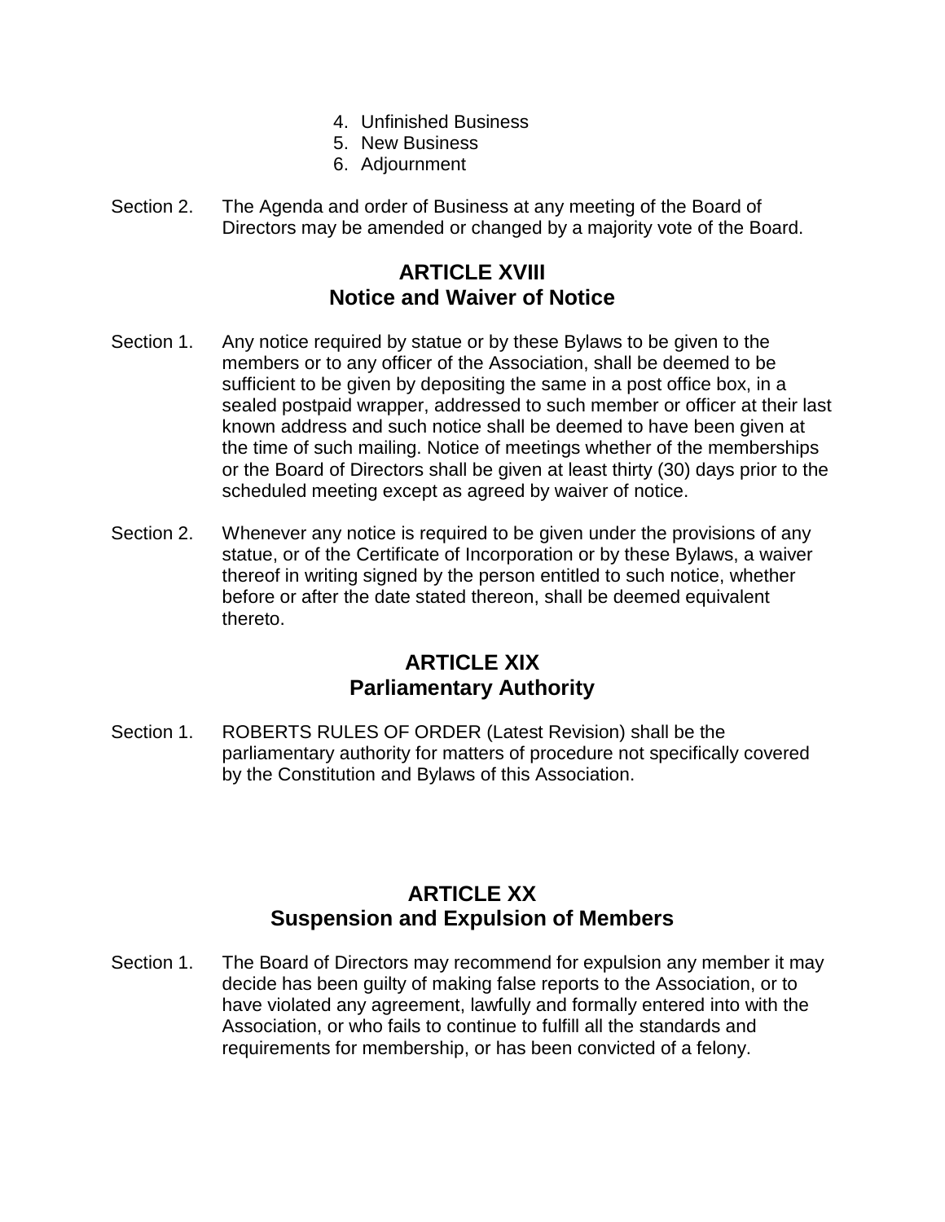4. Unfinished Business
5. New Business
6. Adjournment

Section 2. The Agenda and order of Business at any meeting of the Board of Directors may be amended or changed by a majority vote of the Board.

## ARTICLE XVIII
## Notice and Waiver of Notice

Section 1. Any notice required by statue or by these Bylaws to be given to the members or to any officer of the Association, shall be deemed to be sufficient to be given by depositing the same in a post office box, in a sealed postpaid wrapper, addressed to such member or officer at their last known address and such notice shall be deemed to have been given at the time of such mailing. Notice of meetings whether of the memberships or the Board of Directors shall be given at least thirty (30) days prior to the scheduled meeting except as agreed by waiver of notice.

Section 2. Whenever any notice is required to be given under the provisions of any statue, or of the Certificate of Incorporation or by these Bylaws, a waiver thereof in writing signed by the person entitled to such notice, whether before or after the date stated thereon, shall be deemed equivalent thereto.

## ARTICLE XIX
## Parliamentary Authority

Section 1. ROBERTS RULES OF ORDER (Latest Revision) shall be the parliamentary authority for matters of procedure not specifically covered by the Constitution and Bylaws of this Association.

## ARTICLE XX
## Suspension and Expulsion of Members

Section 1. The Board of Directors may recommend for expulsion any member it may decide has been guilty of making false reports to the Association, or to have violated any agreement, lawfully and formally entered into with the Association, or who fails to continue to fulfill all the standards and requirements for membership, or has been convicted of a felony.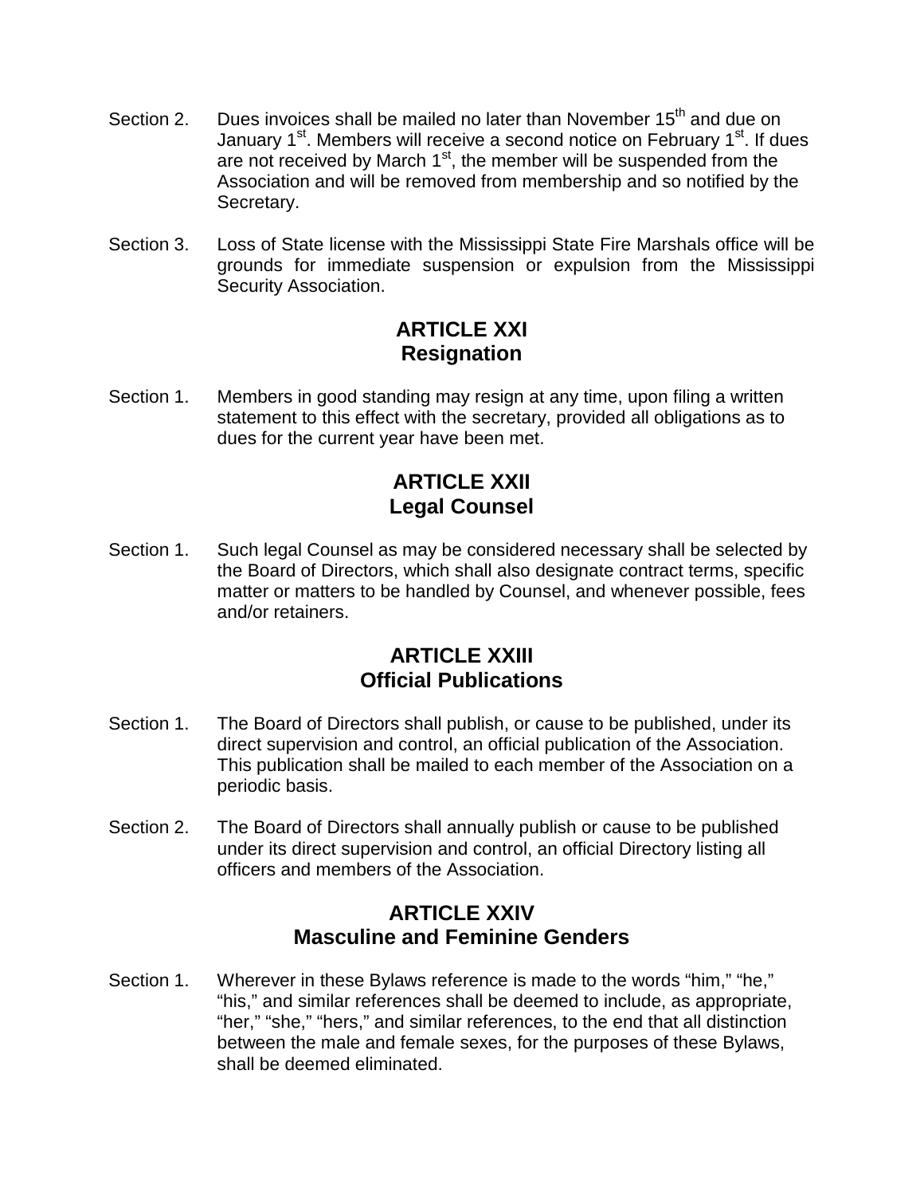Section 2. Dues invoices shall be mailed no later than November 15th and due on January 1st. Members will receive a second notice on February 1st. If dues are not received by March 1st, the member will be suspended from the Association and will be removed from membership and so notified by the Secretary.

Section 3. Loss of State license with the Mississippi State Fire Marshals office will be grounds for immediate suspension or expulsion from the Mississippi Security Association.

## ARTICLE XXI
## Resignation

Section 1. Members in good standing may resign at any time, upon filing a written statement to this effect with the secretary, provided all obligations as to dues for the current year have been met.

## ARTICLE XXII
## Legal Counsel

Section 1. Such legal Counsel as may be considered necessary shall be selected by the Board of Directors, which shall also designate contract terms, specific matter or matters to be handled by Counsel, and whenever possible, fees and/or retainers.

## ARTICLE XXIII
## Official Publications

Section 1. The Board of Directors shall publish, or cause to be published, under its direct supervision and control, an official publication of the Association. This publication shall be mailed to each member of the Association on a periodic basis.

Section 2. The Board of Directors shall annually publish or cause to be published under its direct supervision and control, an official Directory listing all officers and members of the Association.

## ARTICLE XXIV
## Masculine and Feminine Genders

Section 1. Wherever in these Bylaws reference is made to the words "him," "he," "his," and similar references shall be deemed to include, as appropriate, "her," "she," "hers," and similar references, to the end that all distinction between the male and female sexes, for the purposes of these Bylaws, shall be deemed eliminated.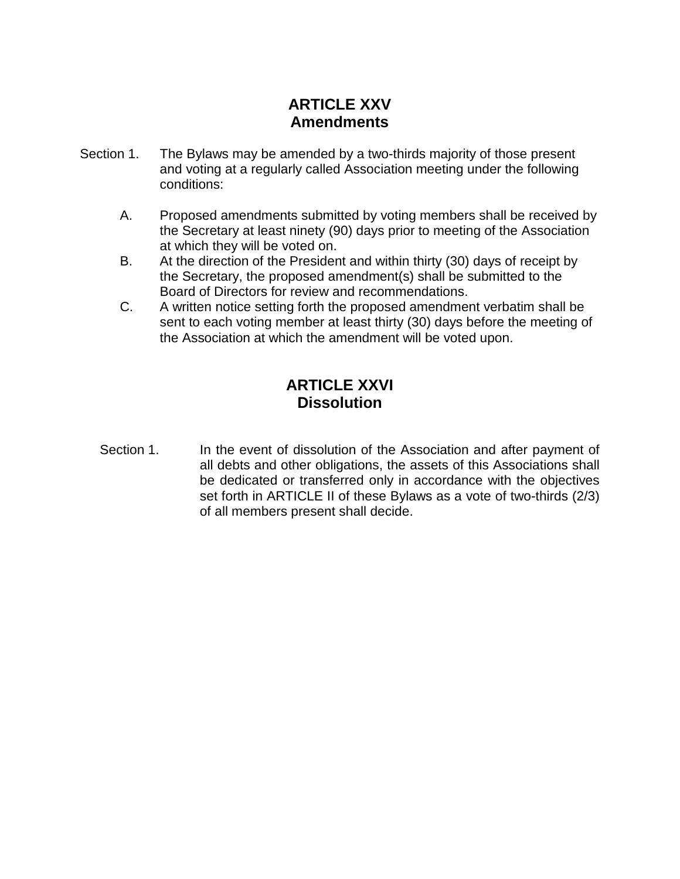## ARTICLE XXV
## Amendments

Section 1. The Bylaws may be amended by a two-thirds majority of those present and voting at a regularly called Association meeting under the following conditions:

A. Proposed amendments submitted by voting members shall be received by the Secretary at least ninety (90) days prior to meeting of the Association at which they will be voted on.

B. At the direction of the President and within thirty (30) days of receipt by the Secretary, the proposed amendment(s) shall be submitted to the Board of Directors for review and recommendations.

C. A written notice setting forth the proposed amendment verbatim shall be sent to each voting member at least thirty (30) days before the meeting of the Association at which the amendment will be voted upon.

## ARTICLE XXVI
## Dissolution

Section 1. In the event of dissolution of the Association and after payment of all debts and other obligations, the assets of this Associations shall be dedicated or transferred only in accordance with the objectives set forth in ARTICLE II of these Bylaws as a vote of two-thirds (2/3) of all members present shall decide.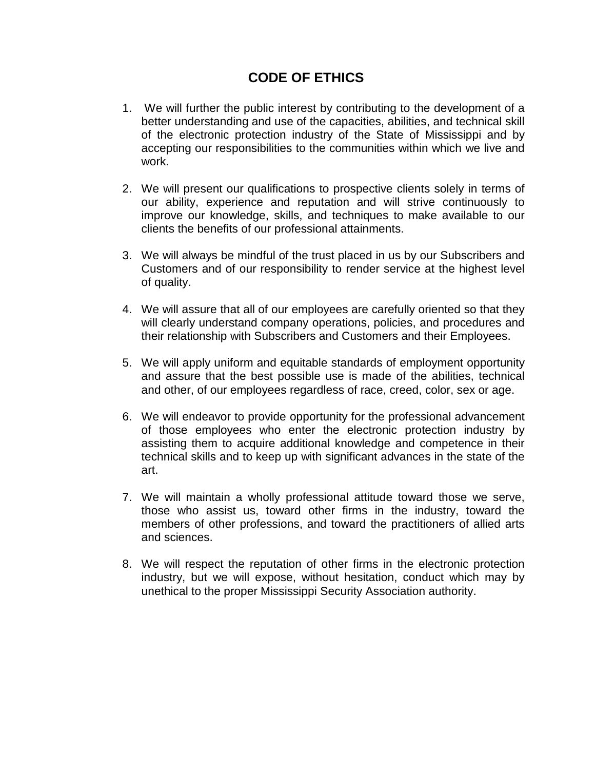# CODE OF ETHICS

1. We will further the public interest by contributing to the development of a better understanding and use of the capacities, abilities, and technical skill of the electronic protection industry of the State of Mississippi and by accepting our responsibilities to the communities within which we live and work.

2. We will present our qualifications to prospective clients solely in terms of our ability, experience and reputation and will strive continuously to improve our knowledge, skills, and techniques to make available to our clients the benefits of our professional attainments.

3. We will always be mindful of the trust placed in us by our Subscribers and Customers and of our responsibility to render service at the highest level of quality.

4. We will assure that all of our employees are carefully oriented so that they will clearly understand company operations, policies, and procedures and their relationship with Subscribers and Customers and their Employees.

5. We will apply uniform and equitable standards of employment opportunity and assure that the best possible use is made of the abilities, technical and other, of our employees regardless of race, creed, color, sex or age.

6. We will endeavor to provide opportunity for the professional advancement of those employees who enter the electronic protection industry by assisting them to acquire additional knowledge and competence in their technical skills and to keep up with significant advances in the state of the art.

7. We will maintain a wholly professional attitude toward those we serve, those who assist us, toward other firms in the industry, toward the members of other professions, and toward the practitioners of allied arts and sciences.

8. We will respect the reputation of other firms in the electronic protection industry, but we will expose, without hesitation, conduct which may by unethical to the proper Mississippi Security Association authority.